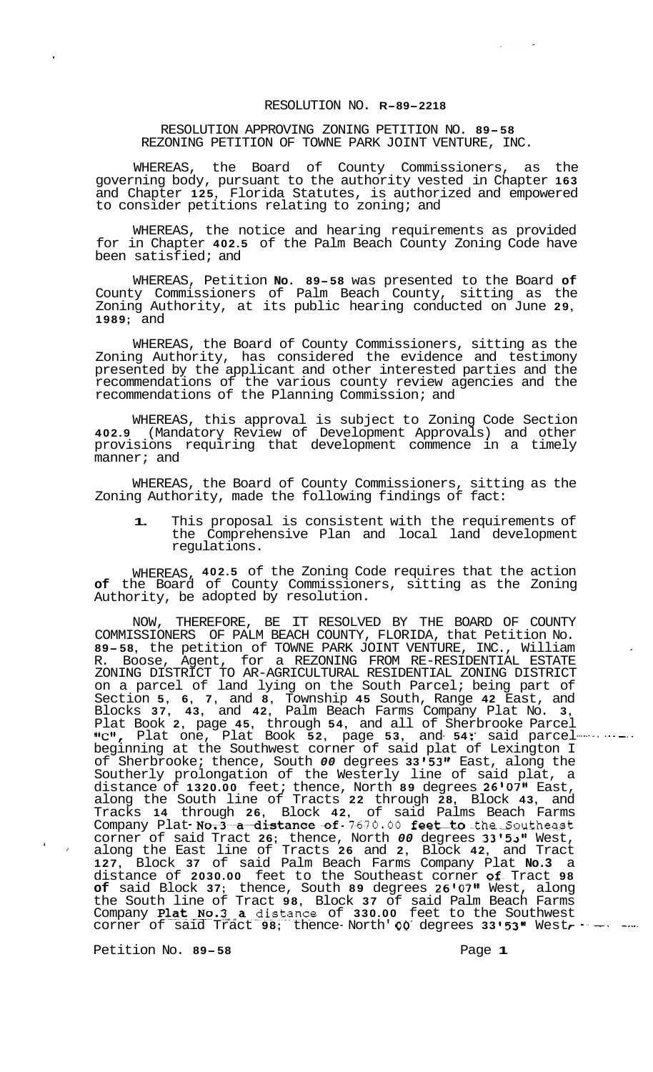# RESOLUTION NO. R-89-2218

## RESOLUTION APPROVING ZONING PETITION NO. 89-58 REZONING PETITION OF TOWNE PARK JOINT VENTURE, INC.

WHEREAS, the Board of County Commissioners, as the governing body, pursuant to the authority vested in Chapter 163 and Chapter 125, Florida Statutes, is authorized and empowered to consider petitions relating to zoning; and

WHEREAS, the notice and hearing requirements as provided for in Chapter 402.5 of the Palm Beach County Zoning Code have been satisfied; and

WHEREAS, Petition No. 89-58 was presented to the Board of County Commissioners of Palm Beach County, sitting as the Zoning Authority, at its public hearing conducted on June 29, 1989; and

WHEREAS, the Board of County Commissioners, sitting as the Zoning Authority, has considered the evidence and testimony presented by the applicant and other interested parties and the recommendations of the various county review agencies and the recommendations of the Planning Commission; and

WHEREAS, this approval is subject to Zoning Code Section 402.9 (Mandatory Review of Development Approvals) and other provisions requiring that development commence in a timely manner; and

WHEREAS, the Board of County Commissioners, sitting as the Zoning Authority, made the following findings of fact:

1. This proposal is consistent with the requirements of the Comprehensive Plan and local land development regulations.

WHEREAS, 402.5 of the Zoning Code requires that the action of the Board of County Commissioners, sitting as the Zoning Authority, be adopted by resolution.

NOW, THEREFORE, BE IT RESOLVED BY THE BOARD OF COUNTY COMMISSIONERS OF PALM BEACH COUNTY, FLORIDA, that Petition No. 89-58, the petition of TOWNE PARK JOINT VENTURE, INC., William R. Boose, Agent, for a REZONING FROM RE-RESIDENTIAL ESTATE ZONING DISTRICT TO AR-AGRICULTURAL RESIDENTIAL ZONING DISTRICT on a parcel of land lying on the South Parcel; being part of Section 5, 6, 7, and 8, Township 45 South, Range 42 East, and Blocks 37, 43, and 42, Palm Beach Farms Company Plat No. 3, Plat Book 2, page 45, through 54, and all of Sherbrooke Parcel "C", Plat one, Plat Book 52, page 53, and 54; said parcel beginning at the Southwest corner of said plat of Lexington I of Sherbrooke; thence, South 00 degrees 33'53" East, along the Southerly prolongation of the Westerly line of said plat, a distance of 1320.00 feet; thence, North 89 degrees 26'07" East, along the South line of Tracts 22 through 28, Block 43, and Tracks 14 through 26, Block 42, of said Palms Beach Farms Company Plat No.3 a distance of 7670.00 feet to the Southeast corner of said Tract 26; thence, North 00 degrees 33'53" West, along the East line of Tracts 26 and 2, Block 42, and Tract 127, Block 37 of said Palm Beach Farms Company Plat No.3 a distance of 2030.00 feet to the Southeast corner of Tract 98 of said Block 37; thence, South 89 degrees 26'07" West, along the South line of Tract 98, Block 37 of said Palm Beach Farms Company Plat No.3 a distance of 330.00 feet to the Southwest corner of said Tract 98; thence North 00 degrees 33'53" West,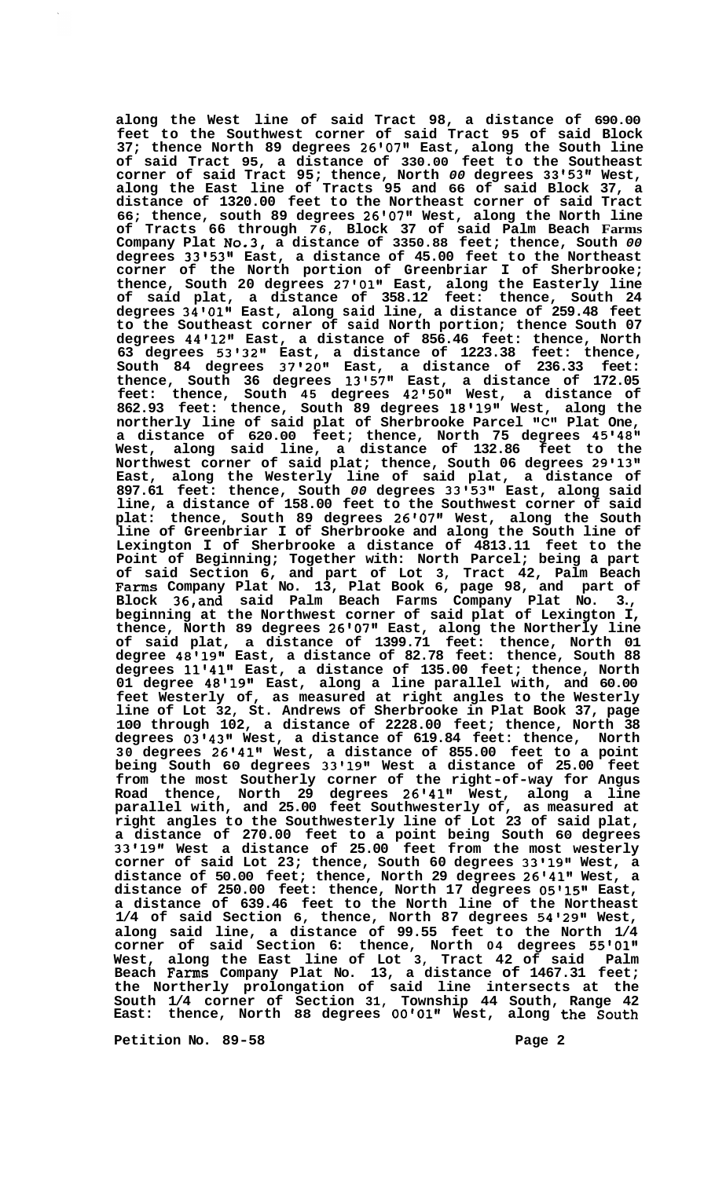**along the West line of said Tract 98, a distance of 690.00 feet to the Southwest corner of said Tract 95 of said Block 37; thence North 89 degrees 26'07" East, along the South line of said Tract 95, a distance of 330.00 feet to the Southeast corner of said Tract 95; thence, North 00 degrees 33'53" West, along the East line of Tracts 95 and 66 of said Block 37, a distance of 1320.00 feet to the Northeast corner of said Tract 66; thence, south 89 degrees 26'07" West, along the North line of Tracts 66 through 76, Block 37 of said Palm Beach Farms Company Plat No.3, a distance of 3350.88 feet; thence, South 00 degrees 33'53" East, a distance of 45.00 feet to the Northeast corner of the North portion of Greenbriar I of Sherbrooke; thence, South 20 degrees 27'01" East, along the Easterly line of said plat, a distance of 358.12 feet: thence, South 24 degrees 34'01" East, along said line, a distance of 259.48 feet to the Southeast corner of said North portion; thence South 07 degrees 44'12" East, a distance of 856.46 feet: thence, North 63 degrees 53'32" East, a distance of 1223.38 feet: thence, South 84 degrees 37'20" East, a distance of 236.33 feet: thence, South 36 degrees 13'57" East, a distance of 172.05 feet: thence, South 45 degrees 42'50" West, a distance of 862.93 feet: thence, South 89 degrees 18'19" West, along the northerly line of said plat of Sherbrooke Parcel "C" Plat One, a distance of 620.00 feet; thence, North 75 degrees 45'48" West, along said line, a distance of 132.86 feet to the Northwest corner of said plat; thence, South 06 degrees 29'13" East, along the Westerly line of said plat, a distance of 897.61 feet: thence, South 00 degrees 33'53" East, along said line, a distance of 158.00 feet to the Southwest corner of said plat: thence, South 89 degrees 26'07" West, along the South line of Greenbriar I of Sherbrooke and along the South line of Lexington I of Sherbrooke a distance of 4813.11 feet to the Point of Beginning; Together with: North Parcel; being a part of said Section 6, and part of Lot 3, Tract 42, Palm Beach Farms Company Plat No. 13, Plat Book 6, page 98, and part of Block 36,and said Palm Beach Farms Company Plat No. 3., beginning at the Northwest corner of said plat of Lexington I, thence, North 89 degrees 26'07" East, along the Northerly line of said plat, a distance of 1399.71 feet: thence, North 01 degree 48'19" East, a distance of 82.78 feet: thence, South 88 degrees 11'41" East, a distance of 135.00 feet; thence, North 01 degree 48'19" East, along a line parallel with, and 60.00 feet Westerly of, as measured at right angles to the Westerly line of Lot 32, St. Andrews of Sherbrooke in Plat Book 37, page 100 through 102, a distance of 2228.00 feet; thence, North 38 degrees 03'43" West, a distance of 619.84 feet: thence, North 30 degrees 26'41" West, a distance of 855.00 feet to a point being South 60 degrees 33'19" West a distance of 25.00 feet from the most Southerly corner of the right-of-way for Angus Road thence, North 29 degrees 26'41" West, along a line parallel with, and 25.00 feet Southwesterly of, as measured at right angles to the Southwesterly line of Lot 23 of said plat, a distance of 270.00 feet to a point being South 60 degrees 33'19" West a distance of 25.00 feet from the most westerly corner of said Lot 23; thence, South 60 degrees 33'19" West, a distance of 50.00 feet; thence, North 29 degrees 26'41" West, a distance of 250.00 feet: thence, North 17 degrees 05'15" East, a distance of 639.46 feet to the North line of the Northeast 1/4 of said Section 6, thence, North 87 degrees 54'29" West, along said line, a distance of 99.55 feet to the North 1/4 corner of said Section 6: thence, North 04 degrees 55'01" West, along the East line of Lot 3, Tract 42 of said Palm Beach Farms Company Plat No. 13, a distance of 1467.31 feet; the Northerly prolongation of said line intersects at the South 1/4 corner of Section 31, Township 44 South, Range 42 East: thence, North 88 degrees 00'01" West, along the South**

**Petition No. 89-58**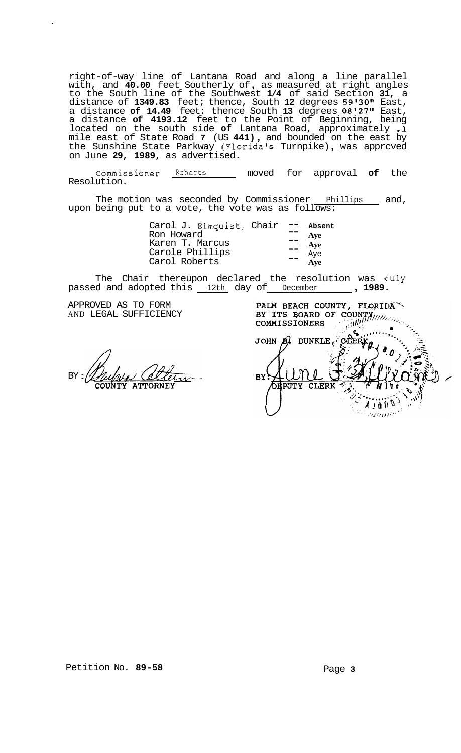right-of-way line of Lantana Road and along a line parallel with, and **40.00** feet Southerly of, as measured at right angles to the South line of the Southwest **1/4** of said Section **31**, a distance of **1349.83** feet; thence, South **12** degrees **59'30"** East, a distance **of 14.49** feet: thence South **13** degrees **08'27"** East, a distance **of 4193.12** feet to the Point of Beginning, being located on the south side **of** Lantana Road, approximately **.1** mile east of State Road **7** (US **441)**, and bounded on the east by the Sunshine State Parkway (Florida's Turnpike), was apprcved on June **29**, **1989**, as advertised.

Commissioner Roberts moved for approval **of** the Resolution.

The motion was seconded by Commissioner Phillips and, upon being put to a vote, the vote was as follows:

| | | |
|---|---|---|
| Carol J. Elmquist, Chair | -- | **Absent** |
| Ron Howard | -- | **Aye** |
| Karen T. Marcus | -- | **Aye** |
| Carole Phillips | -- | Aye |
| Carol Roberts | -- | **Aye** |

The Chair thereupon declared the resolution was duly passed and adopted this 12th day of December , **1989**.

APPROVED AS TO FORM
AND LEGAL SUFFICIENCY

BY: [signature]
COUNTY ATTORNEY

PALM BEACH COUNTY, FLORIDA
BY ITS BOARD OF COUNTY
COMMISSIONERS

JOHN B. DUNKLE, CLERK

BY: [signature]
DEPUTY CLERK

Petition No. **89-58**